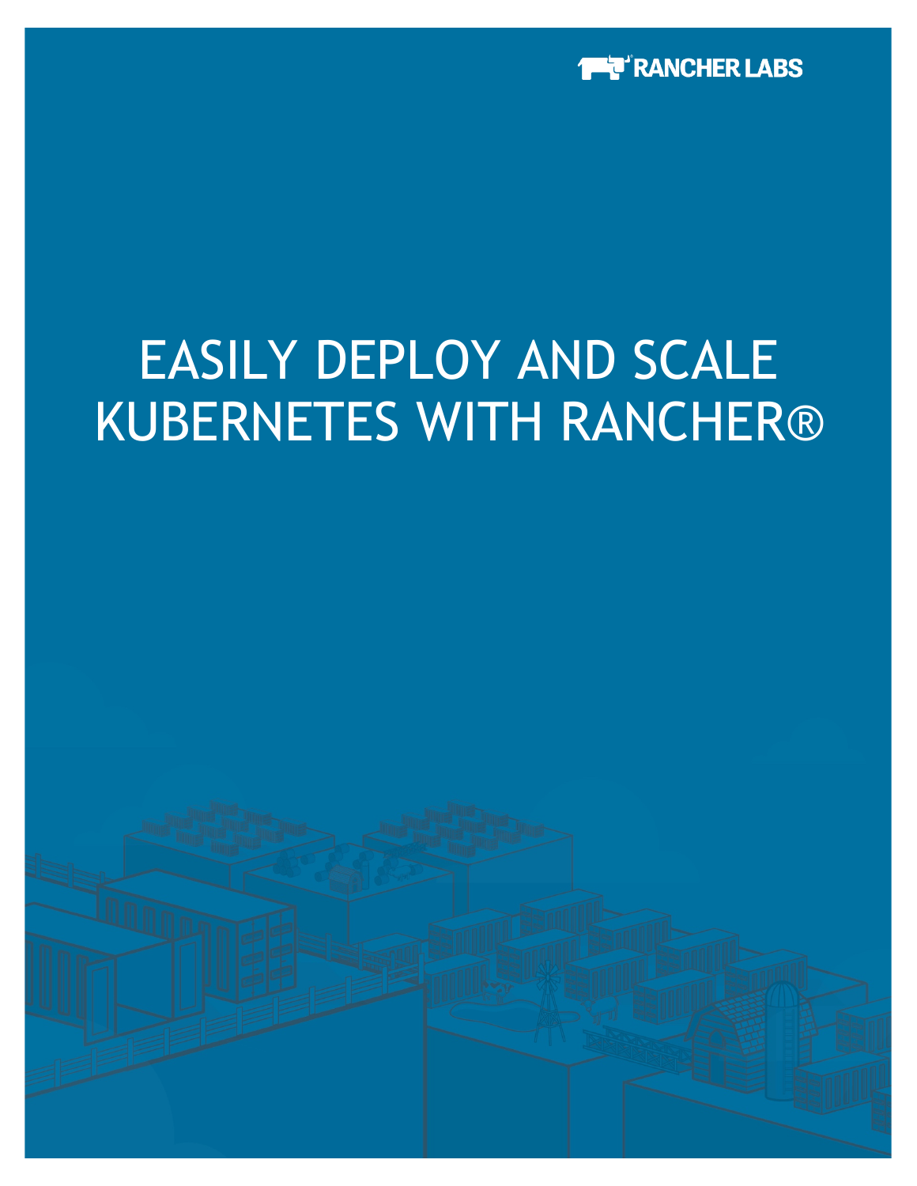RANCHER LABS

# EASILY DEPLOY AND SCALE KUBERNETES WITH RANCHER®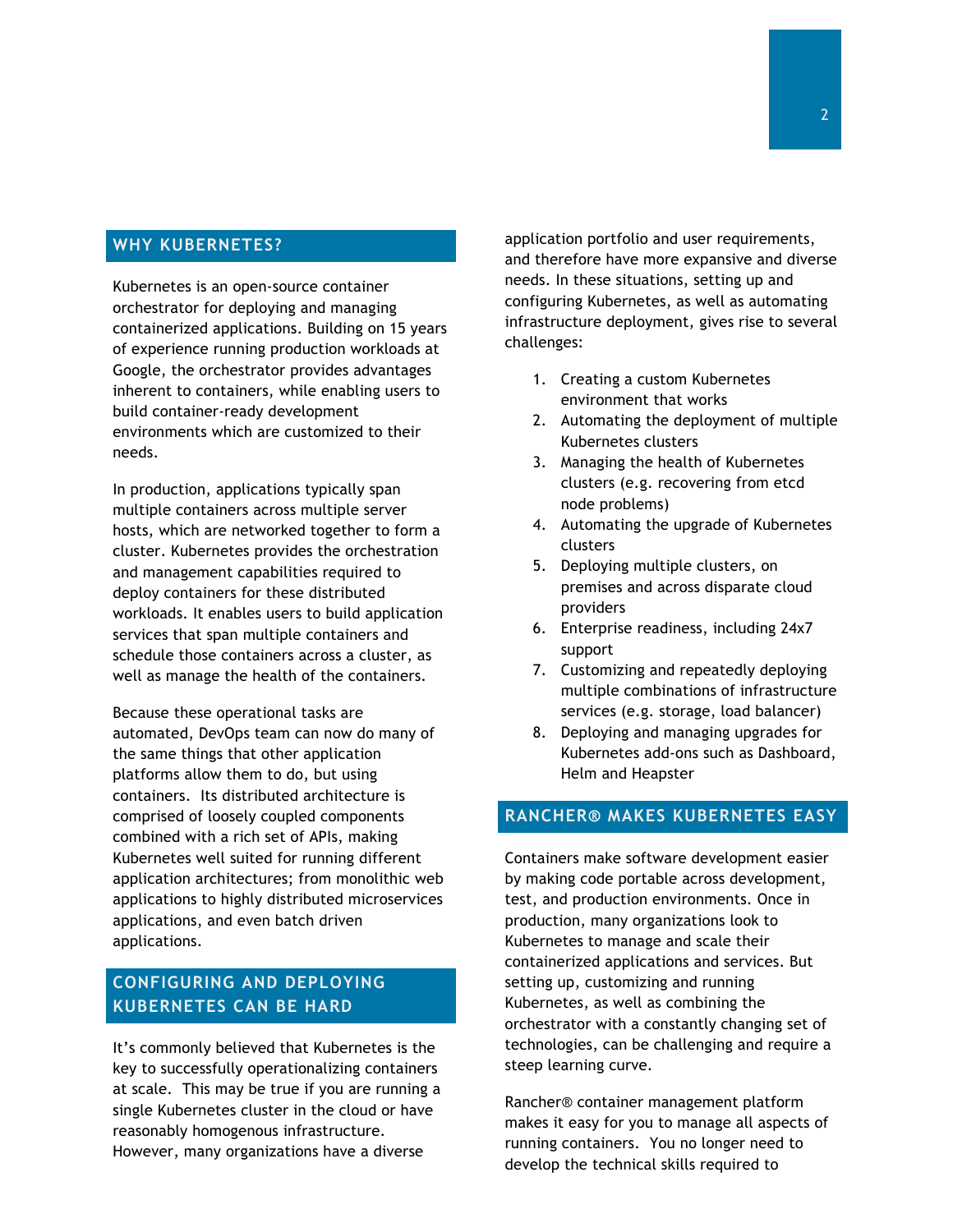## WHY KUBERNETES?

Kubernetes is an open-source container orchestrator for deploying and managing containerized applications. Building on 15 years of experience running production workloads at Google, the orchestrator provides advantages inherent to containers, while enabling users to build container-ready development environments which are customized to their needs.

In production, applications typically span multiple containers across multiple server hosts, which are networked together to form a cluster. Kubernetes provides the orchestration and management capabilities required to deploy containers for these distributed workloads. It enables users to build application services that span multiple containers and schedule those containers across a cluster, as well as manage the health of the containers.

Because these operational tasks are automated, DevOps team can now do many of the same things that other application platforms allow them to do, but using containers. Its distributed architecture is comprised of loosely coupled components combined with a rich set of APIs, making Kubernetes well suited for running different application architectures; from monolithic web applications to highly distributed microservices applications, and even batch driven applications.

## CONFIGURING AND DEPLOYING KUBERNETES CAN BE HARD

It's commonly believed that Kubernetes is the key to successfully operationalizing containers at scale. This may be true if you are running a single Kubernetes cluster in the cloud or have reasonably homogenous infrastructure. However, many organizations have a diverse application portfolio and user requirements, and therefore have more expansive and diverse needs. In these situations, setting up and configuring Kubernetes, as well as automating infrastructure deployment, gives rise to several challenges:

1. Creating a custom Kubernetes environment that works
2. Automating the deployment of multiple Kubernetes clusters
3. Managing the health of Kubernetes clusters (e.g. recovering from etcd node problems)
4. Automating the upgrade of Kubernetes clusters
5. Deploying multiple clusters, on premises and across disparate cloud providers
6. Enterprise readiness, including 24x7 support
7. Customizing and repeatedly deploying multiple combinations of infrastructure services (e.g. storage, load balancer)
8. Deploying and managing upgrades for Kubernetes add-ons such as Dashboard, Helm and Heapster

## RANCHER® MAKES KUBERNETES EASY

Containers make software development easier by making code portable across development, test, and production environments. Once in production, many organizations look to Kubernetes to manage and scale their containerized applications and services. But setting up, customizing and running Kubernetes, as well as combining the orchestrator with a constantly changing set of technologies, can be challenging and require a steep learning curve.

Rancher® container management platform makes it easy for you to manage all aspects of running containers. You no longer need to develop the technical skills required to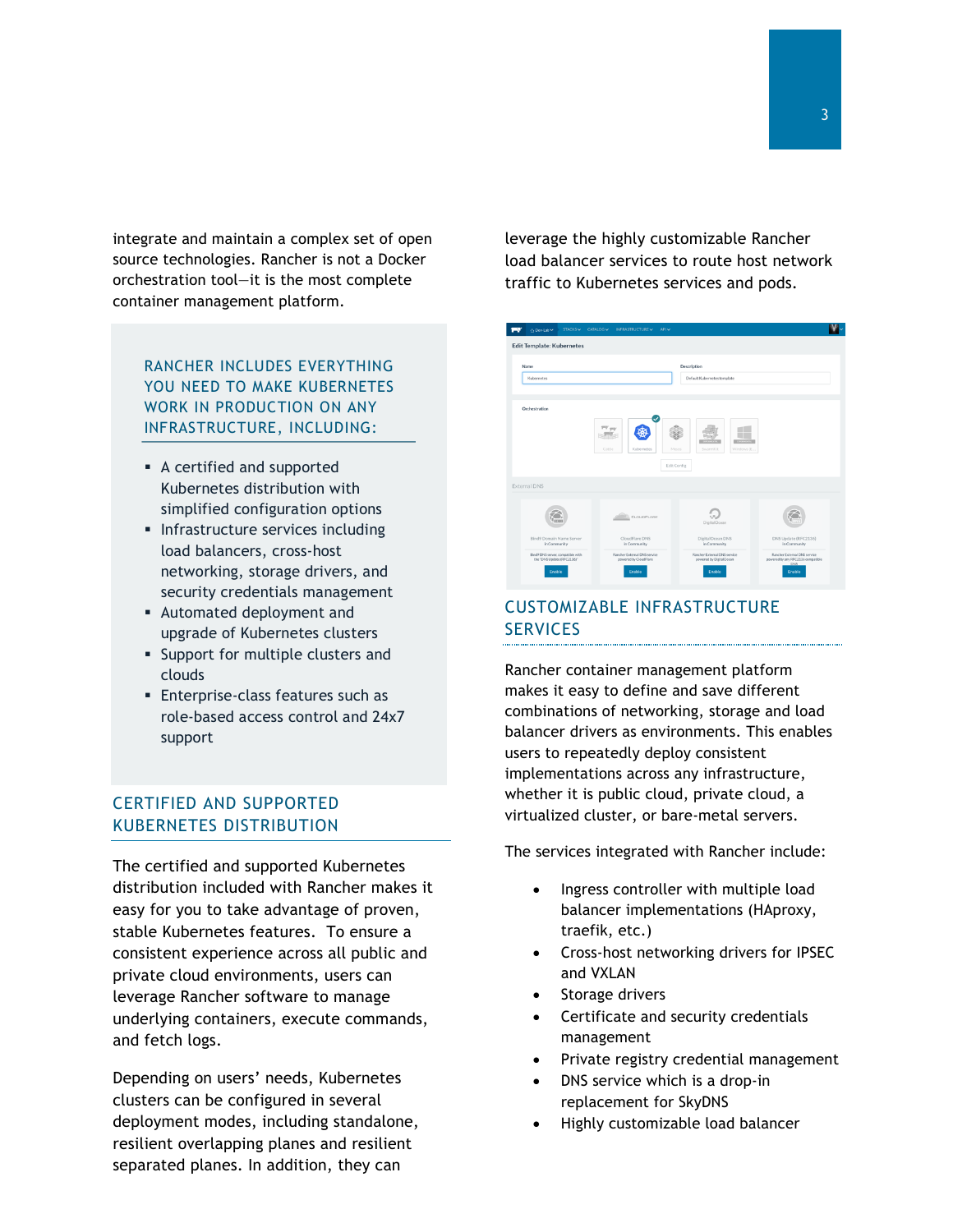integrate and maintain a complex set of open source technologies. Rancher is not a Docker orchestration tool—it is the most complete container management platform.

### RANCHER INCLUDES EVERYTHING YOU NEED TO MAKE KUBERNETES WORK IN PRODUCTION ON ANY INFRASTRUCTURE, INCLUDING:

- A certified and supported Kubernetes distribution with simplified configuration options
- Infrastructure services including load balancers, cross-host networking, storage drivers, and security credentials management
- Automated deployment and upgrade of Kubernetes clusters
- Support for multiple clusters and clouds
- Enterprise-class features such as role-based access control and 24x7 support

## CERTIFIED AND SUPPORTED KUBERNETES DISTRIBUTION

The certified and supported Kubernetes distribution included with Rancher makes it easy for you to take advantage of proven, stable Kubernetes features. To ensure a consistent experience across all public and private cloud environments, users can leverage Rancher software to manage underlying containers, execute commands, and fetch logs.

Depending on users' needs, Kubernetes clusters can be configured in several deployment modes, including standalone, resilient overlapping planes and resilient separated planes. In addition, they can leverage the highly customizable Rancher load balancer services to route host network traffic to Kubernetes services and pods.

## CUSTOMIZABLE INFRASTRUCTURE SERVICES

Rancher container management platform makes it easy to define and save different combinations of networking, storage and load balancer drivers as environments. This enables users to repeatedly deploy consistent implementations across any infrastructure, whether it is public cloud, private cloud, a virtualized cluster, or bare-metal servers.

The services integrated with Rancher include:

- Ingress controller with multiple load balancer implementations (HAproxy, traefik, etc.)
- Cross-host networking drivers for IPSEC and VXLAN
- Storage drivers
- Certificate and security credentials management
- Private registry credential management
- DNS service which is a drop-in replacement for SkyDNS
- Highly customizable load balancer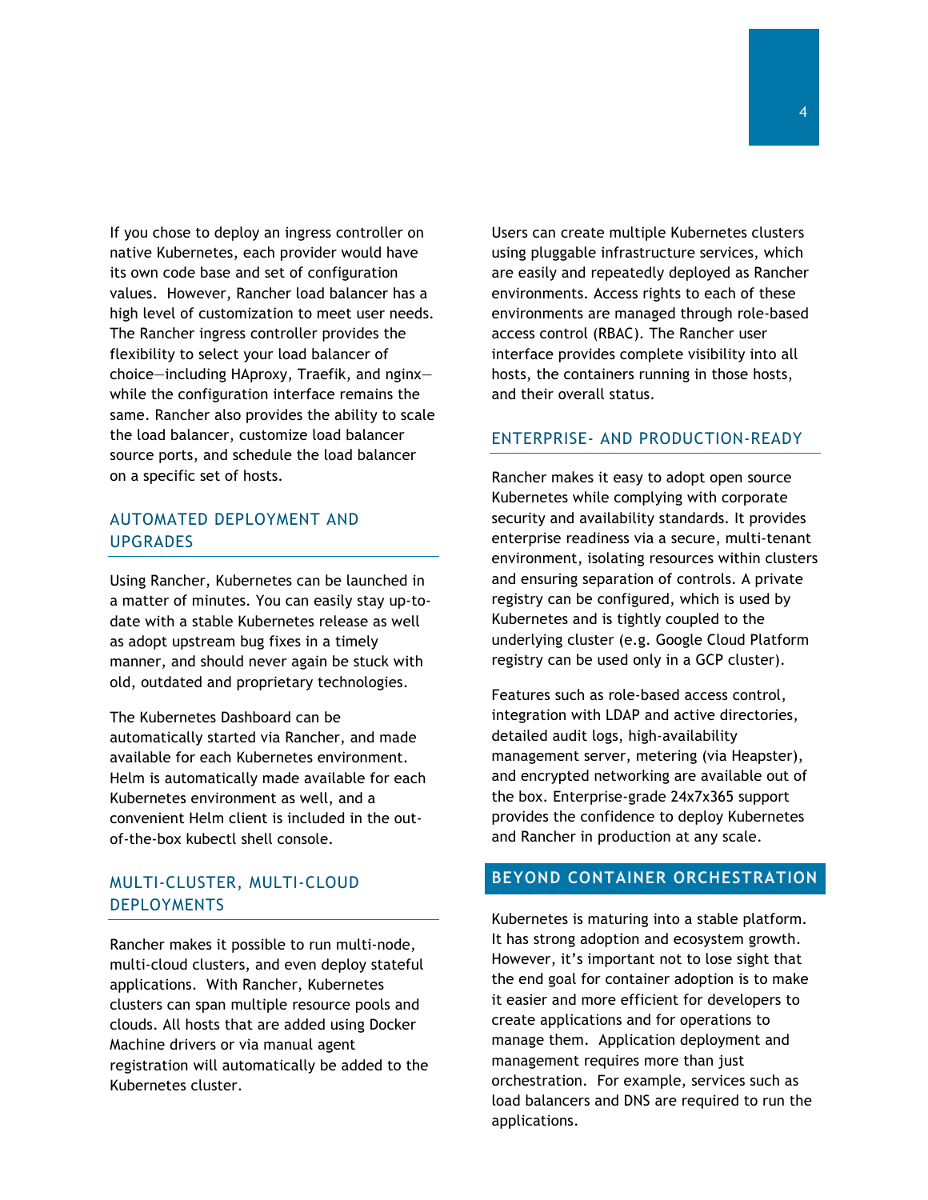If you chose to deploy an ingress controller on native Kubernetes, each provider would have its own code base and set of configuration values. However, Rancher load balancer has a high level of customization to meet user needs. The Rancher ingress controller provides the flexibility to select your load balancer of choice—including HAproxy, Traefik, and nginx—while the configuration interface remains the same. Rancher also provides the ability to scale the load balancer, customize load balancer source ports, and schedule the load balancer on a specific set of hosts.

### AUTOMATED DEPLOYMENT AND UPGRADES

Using Rancher, Kubernetes can be launched in a matter of minutes. You can easily stay up-to-date with a stable Kubernetes release as well as adopt upstream bug fixes in a timely manner, and should never again be stuck with old, outdated and proprietary technologies.

The Kubernetes Dashboard can be automatically started via Rancher, and made available for each Kubernetes environment. Helm is automatically made available for each Kubernetes environment as well, and a convenient Helm client is included in the out-of-the-box kubectl shell console.

### MULTI-CLUSTER, MULTI-CLOUD DEPLOYMENTS

Rancher makes it possible to run multi-node, multi-cloud clusters, and even deploy stateful applications. With Rancher, Kubernetes clusters can span multiple resource pools and clouds. All hosts that are added using Docker Machine drivers or via manual agent registration will automatically be added to the Kubernetes cluster.

Users can create multiple Kubernetes clusters using pluggable infrastructure services, which are easily and repeatedly deployed as Rancher environments. Access rights to each of these environments are managed through role-based access control (RBAC). The Rancher user interface provides complete visibility into all hosts, the containers running in those hosts, and their overall status.

### ENTERPRISE- AND PRODUCTION-READY

Rancher makes it easy to adopt open source Kubernetes while complying with corporate security and availability standards. It provides enterprise readiness via a secure, multi-tenant environment, isolating resources within clusters and ensuring separation of controls. A private registry can be configured, which is used by Kubernetes and is tightly coupled to the underlying cluster (e.g. Google Cloud Platform registry can be used only in a GCP cluster).

Features such as role-based access control, integration with LDAP and active directories, detailed audit logs, high-availability management server, metering (via Heapster), and encrypted networking are available out of the box. Enterprise-grade 24x7x365 support provides the confidence to deploy Kubernetes and Rancher in production at any scale.

## BEYOND CONTAINER ORCHESTRATION

Kubernetes is maturing into a stable platform. It has strong adoption and ecosystem growth. However, it's important not to lose sight that the end goal for container adoption is to make it easier and more efficient for developers to create applications and for operations to manage them. Application deployment and management requires more than just orchestration. For example, services such as load balancers and DNS are required to run the applications.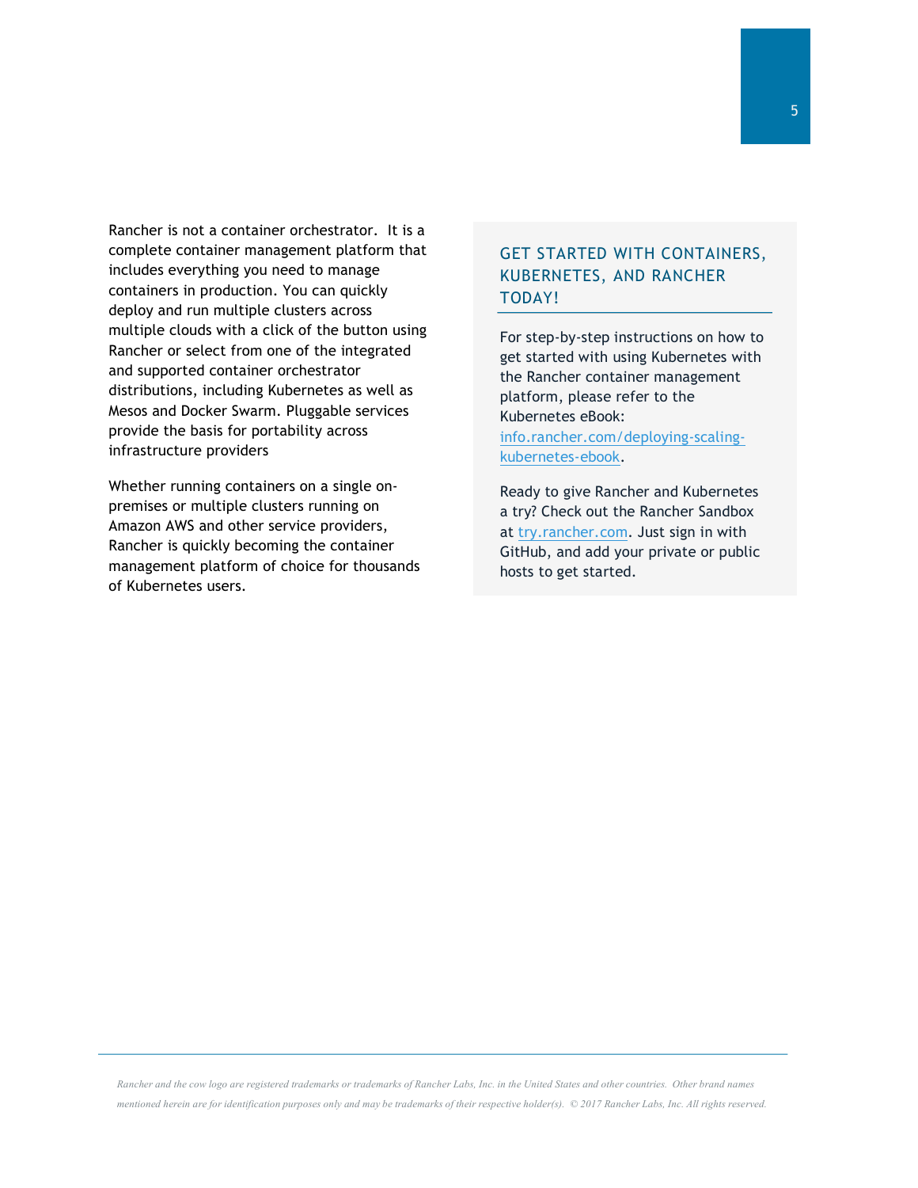Rancher is not a container orchestrator. It is a complete container management platform that includes everything you need to manage containers in production. You can quickly deploy and run multiple clusters across multiple clouds with a click of the button using Rancher or select from one of the integrated and supported container orchestrator distributions, including Kubernetes as well as Mesos and Docker Swarm. Pluggable services provide the basis for portability across infrastructure providers

Whether running containers on a single on-premises or multiple clusters running on Amazon AWS and other service providers, Rancher is quickly becoming the container management platform of choice for thousands of Kubernetes users.

## GET STARTED WITH CONTAINERS, KUBERNETES, AND RANCHER TODAY!

For step-by-step instructions on how to get started with using Kubernetes with the Rancher container management platform, please refer to the Kubernetes eBook: info.rancher.com/deploying-scaling-kubernetes-ebook.

Ready to give Rancher and Kubernetes a try? Check out the Rancher Sandbox at try.rancher.com. Just sign in with GitHub, and add your private or public hosts to get started.

*Rancher and the cow logo are registered trademarks or trademarks of Rancher Labs, Inc. in the United States and other countries. Other brand names mentioned herein are for identification purposes only and may be trademarks of their respective holder(s). © 2017 Rancher Labs, Inc. All rights reserved.*